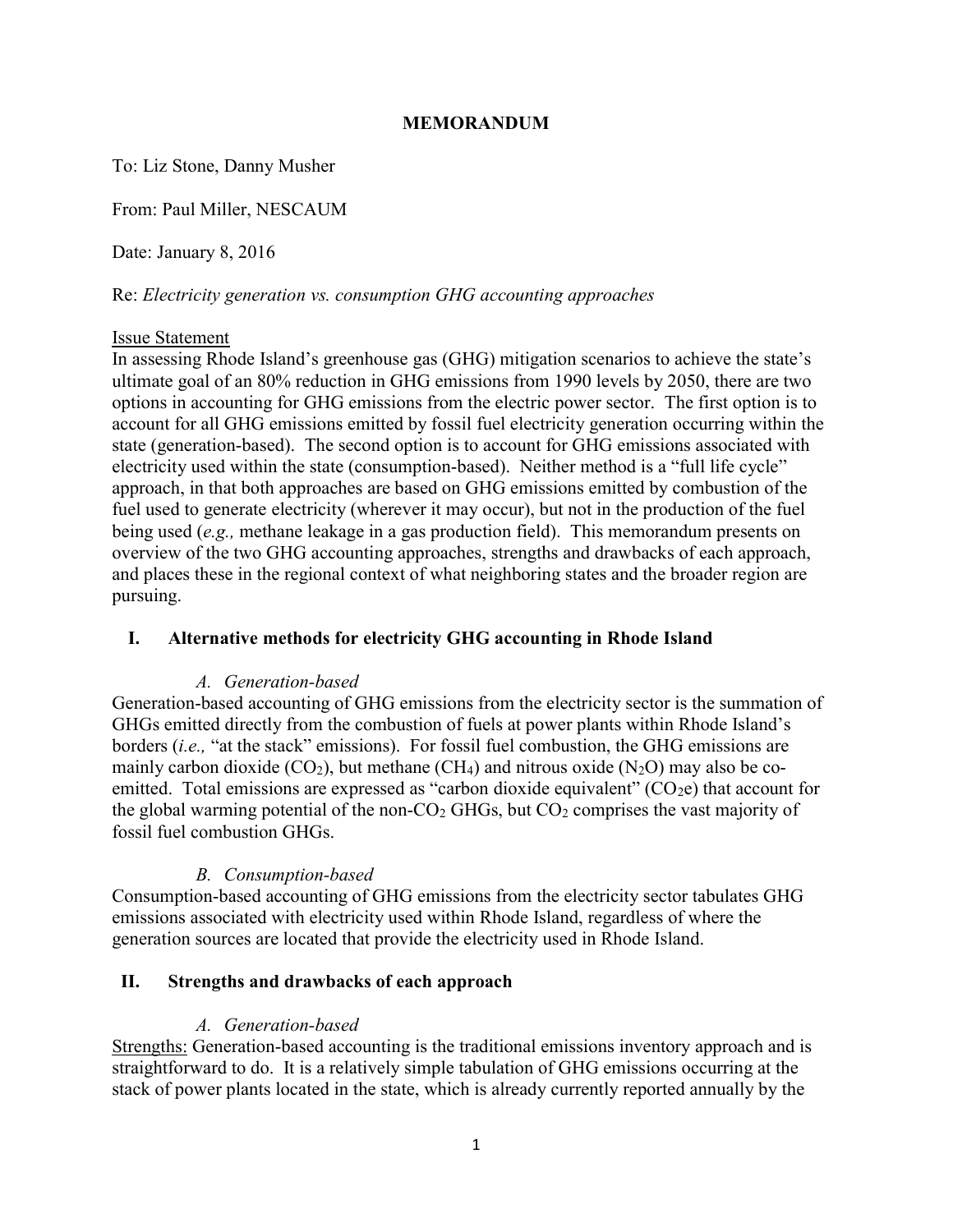# MEMORANDUM

To: Liz Stone, Danny Musher

From: Paul Miller, NESCAUM

Date: January 8, 2016

Re: *Electricity generation vs. consumption GHG accounting approaches*

Issue Statement

In assessing Rhode Island's greenhouse gas (GHG) mitigation scenarios to achieve the state's ultimate goal of an 80% reduction in GHG emissions from 1990 levels by 2050, there are two options in accounting for GHG emissions from the electric power sector. The first option is to account for all GHG emissions emitted by fossil fuel electricity generation occurring within the state (generation-based). The second option is to account for GHG emissions associated with electricity used within the state (consumption-based). Neither method is a "full life cycle" approach, in that both approaches are based on GHG emissions emitted by combustion of the fuel used to generate electricity (wherever it may occur), but not in the production of the fuel being used (*e.g.,* methane leakage in a gas production field). This memorandum presents on overview of the two GHG accounting approaches, strengths and drawbacks of each approach, and places these in the regional context of what neighboring states and the broader region are pursuing.

## I. Alternative methods for electricity GHG accounting in Rhode Island

### *A. Generation-based*

Generation-based accounting of GHG emissions from the electricity sector is the summation of GHGs emitted directly from the combustion of fuels at power plants within Rhode Island's borders (*i.e.,* "at the stack" emissions). For fossil fuel combustion, the GHG emissions are mainly carbon dioxide ($CO_2$), but methane ($CH_4$) and nitrous oxide ($N_2O$) may also be co-emitted. Total emissions are expressed as "carbon dioxide equivalent" ($CO_2e$) that account for the global warming potential of the non-$CO_2$ GHGs, but $CO_2$ comprises the vast majority of fossil fuel combustion GHGs.

### *B. Consumption-based*

Consumption-based accounting of GHG emissions from the electricity sector tabulates GHG emissions associated with electricity used within Rhode Island, regardless of where the generation sources are located that provide the electricity used in Rhode Island.

## II. Strengths and drawbacks of each approach

### *A. Generation-based*

Strengths: Generation-based accounting is the traditional emissions inventory approach and is straightforward to do. It is a relatively simple tabulation of GHG emissions occurring at the stack of power plants located in the state, which is already currently reported annually by the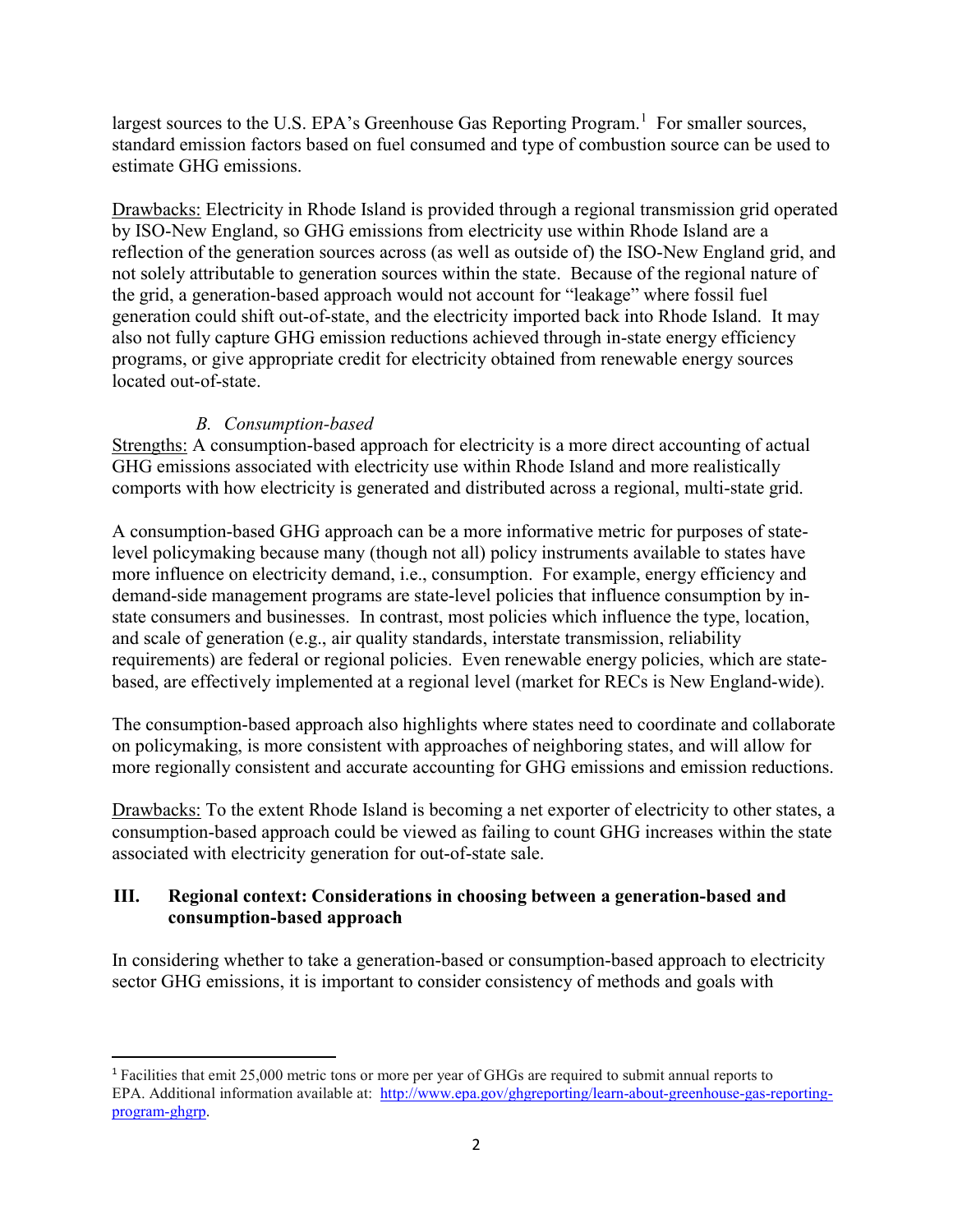largest sources to the U.S. EPA's Greenhouse Gas Reporting Program.[1] For smaller sources, standard emission factors based on fuel consumed and type of combustion source can be used to estimate GHG emissions.

Drawbacks: Electricity in Rhode Island is provided through a regional transmission grid operated by ISO-New England, so GHG emissions from electricity use within Rhode Island are a reflection of the generation sources across (as well as outside of) the ISO-New England grid, and not solely attributable to generation sources within the state. Because of the regional nature of the grid, a generation-based approach would not account for "leakage" where fossil fuel generation could shift out-of-state, and the electricity imported back into Rhode Island. It may also not fully capture GHG emission reductions achieved through in-state energy efficiency programs, or give appropriate credit for electricity obtained from renewable energy sources located out-of-state.

### *B. Consumption-based*

Strengths: A consumption-based approach for electricity is a more direct accounting of actual GHG emissions associated with electricity use within Rhode Island and more realistically comports with how electricity is generated and distributed across a regional, multi-state grid.

A consumption-based GHG approach can be a more informative metric for purposes of state-level policymaking because many (though not all) policy instruments available to states have more influence on electricity demand, i.e., consumption. For example, energy efficiency and demand-side management programs are state-level policies that influence consumption by in-state consumers and businesses. In contrast, most policies which influence the type, location, and scale of generation (e.g., air quality standards, interstate transmission, reliability requirements) are federal or regional policies. Even renewable energy policies, which are state-based, are effectively implemented at a regional level (market for RECs is New England-wide).

The consumption-based approach also highlights where states need to coordinate and collaborate on policymaking, is more consistent with approaches of neighboring states, and will allow for more regionally consistent and accurate accounting for GHG emissions and emission reductions.

Drawbacks: To the extent Rhode Island is becoming a net exporter of electricity to other states, a consumption-based approach could be viewed as failing to count GHG increases within the state associated with electricity generation for out-of-state sale.

## III. Regional context: Considerations in choosing between a generation-based and consumption-based approach

In considering whether to take a generation-based or consumption-based approach to electricity sector GHG emissions, it is important to consider consistency of methods and goals with

---

[1] Facilities that emit 25,000 metric tons or more per year of GHGs are required to submit annual reports to EPA. Additional information available at: http://www.epa.gov/ghgreporting/learn-about-greenhouse-gas-reporting-program-ghgrp.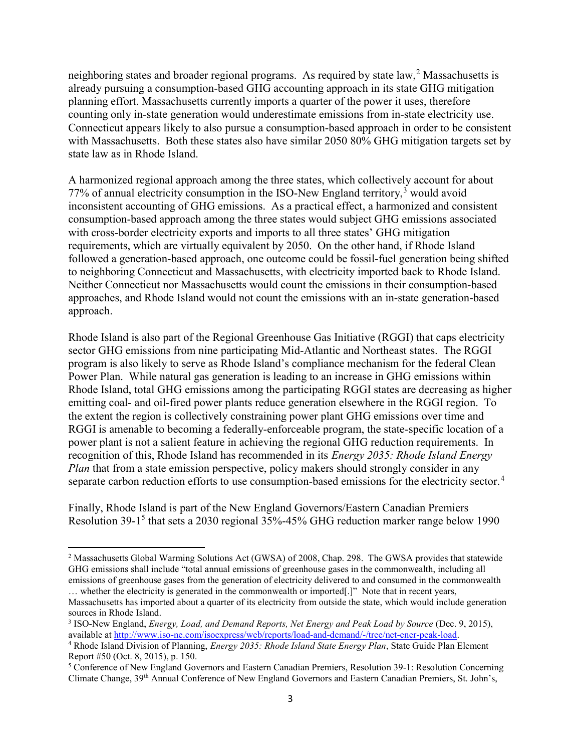neighboring states and broader regional programs. As required by state law,[2] Massachusetts is already pursuing a consumption-based GHG accounting approach in its state GHG mitigation planning effort. Massachusetts currently imports a quarter of the power it uses, therefore counting only in-state generation would underestimate emissions from in-state electricity use. Connecticut appears likely to also pursue a consumption-based approach in order to be consistent with Massachusetts. Both these states also have similar 2050 80% GHG mitigation targets set by state law as in Rhode Island.

A harmonized regional approach among the three states, which collectively account for about 77% of annual electricity consumption in the ISO-New England territory,[3] would avoid inconsistent accounting of GHG emissions. As a practical effect, a harmonized and consistent consumption-based approach among the three states would subject GHG emissions associated with cross-border electricity exports and imports to all three states' GHG mitigation requirements, which are virtually equivalent by 2050. On the other hand, if Rhode Island followed a generation-based approach, one outcome could be fossil-fuel generation being shifted to neighboring Connecticut and Massachusetts, with electricity imported back to Rhode Island. Neither Connecticut nor Massachusetts would count the emissions in their consumption-based approaches, and Rhode Island would not count the emissions with an in-state generation-based approach.

Rhode Island is also part of the Regional Greenhouse Gas Initiative (RGGI) that caps electricity sector GHG emissions from nine participating Mid-Atlantic and Northeast states. The RGGI program is also likely to serve as Rhode Island's compliance mechanism for the federal Clean Power Plan. While natural gas generation is leading to an increase in GHG emissions within Rhode Island, total GHG emissions among the participating RGGI states are decreasing as higher emitting coal- and oil-fired power plants reduce generation elsewhere in the RGGI region. To the extent the region is collectively constraining power plant GHG emissions over time and RGGI is amenable to becoming a federally-enforceable program, the state-specific location of a power plant is not a salient feature in achieving the regional GHG reduction requirements. In recognition of this, Rhode Island has recommended in its *Energy 2035: Rhode Island Energy Plan* that from a state emission perspective, policy makers should strongly consider in any separate carbon reduction efforts to use consumption-based emissions for the electricity sector.[4]

Finally, Rhode Island is part of the New England Governors/Eastern Canadian Premiers Resolution 39-1[5] that sets a 2030 regional 35%-45% GHG reduction marker range below 1990

---

[2] Massachusetts Global Warming Solutions Act (GWSA) of 2008, Chap. 298. The GWSA provides that statewide GHG emissions shall include "total annual emissions of greenhouse gases in the commonwealth, including all emissions of greenhouse gases from the generation of electricity delivered to and consumed in the commonwealth … whether the electricity is generated in the commonwealth or imported[.]" Note that in recent years, Massachusetts has imported about a quarter of its electricity from outside the state, which would include generation sources in Rhode Island.

[3] ISO-New England, *Energy, Load, and Demand Reports, Net Energy and Peak Load by Source* (Dec. 9, 2015), available at http://www.iso-ne.com/isoexpress/web/reports/load-and-demand/-/tree/net-ener-peak-load.

[4] Rhode Island Division of Planning, *Energy 2035: Rhode Island State Energy Plan*, State Guide Plan Element Report #50 (Oct. 8, 2015), p. 150.

[5] Conference of New England Governors and Eastern Canadian Premiers, Resolution 39-1: Resolution Concerning Climate Change, 39th Annual Conference of New England Governors and Eastern Canadian Premiers, St. John's,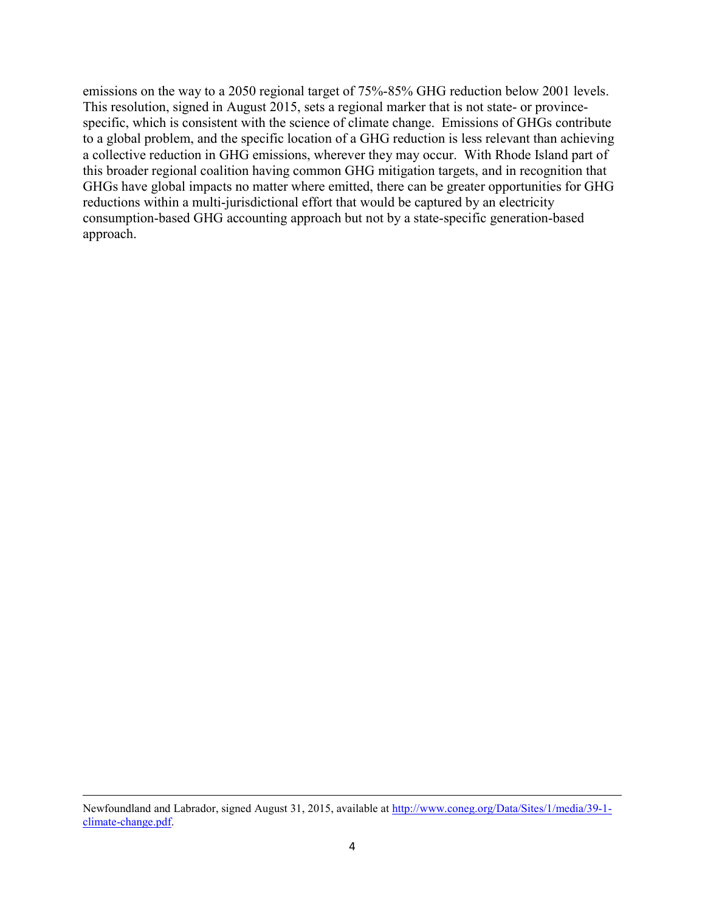emissions on the way to a 2050 regional target of 75%-85% GHG reduction below 2001 levels. This resolution, signed in August 2015, sets a regional marker that is not state- or province-specific, which is consistent with the science of climate change. Emissions of GHGs contribute to a global problem, and the specific location of a GHG reduction is less relevant than achieving a collective reduction in GHG emissions, wherever they may occur. With Rhode Island part of this broader regional coalition having common GHG mitigation targets, and in recognition that GHGs have global impacts no matter where emitted, there can be greater opportunities for GHG reductions within a multi-jurisdictional effort that would be captured by an electricity consumption-based GHG accounting approach but not by a state-specific generation-based approach.

---

Newfoundland and Labrador, signed August 31, 2015, available at [http://www.coneg.org/Data/Sites/1/media/39-1-climate-change.pdf](http://www.coneg.org/Data/Sites/1/media/39-1-climate-change.pdf).